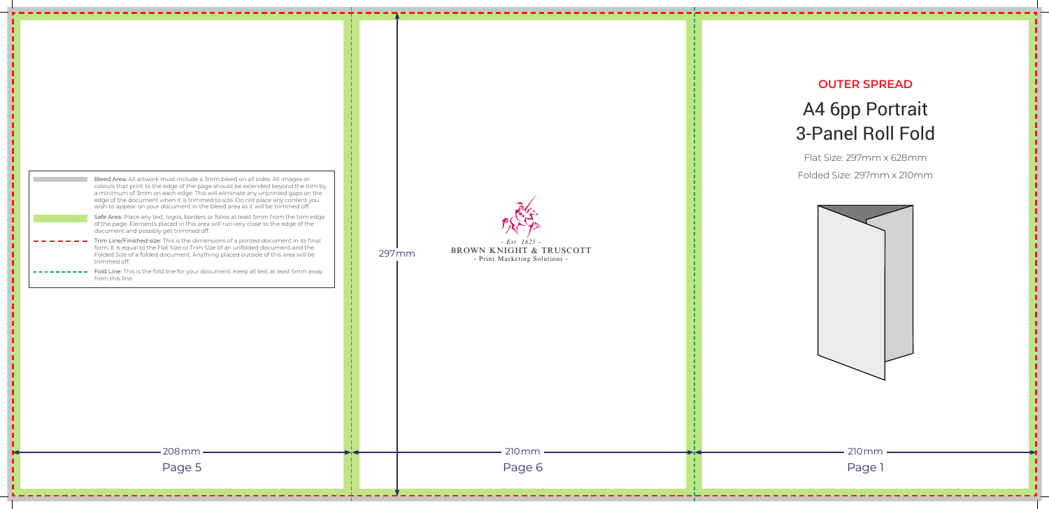Bleed Area: All artwork must include a 3mm bleed on all sides. All images or colours that print to the edge of the page should be extended beyond the trim by a minimum of 3mm on each edge. This will eliminate any unprinted gaps on the edge of the document when it is trimmed to size. Do not place any content you wish to appear on your document in the bleed area as it will be trimmed off.

Safe Area: Place any text, logos, borders or folios at least 5mm from the trim edge of the page. Elements placed in this area will run very close to the edge of the document and possibly get trimmed off.

Trim Line/Finished size: This is the dimensions of a printed document in its final form. It is equal to the Flat Size or Trim Size of an unfolded document and the Folded Size of a folded document. Anything placed outside of this area will be trimmed off.

Fold Line: This is the fold line for your document. Keep all text at least 5mm away from this line.

208mm

Page 5

297mm

- Est. 1825 -

BROWN KNIGHT & TRUSCOTT

- Print Marketing Solutions -

210mm

Page 6

## OUTER SPREAD

# A4 6pp Portrait 3-Panel Roll Fold

Flat Size: 297mm x 628mm

Folded Size: 297mm x 210mm

210mm

Page 1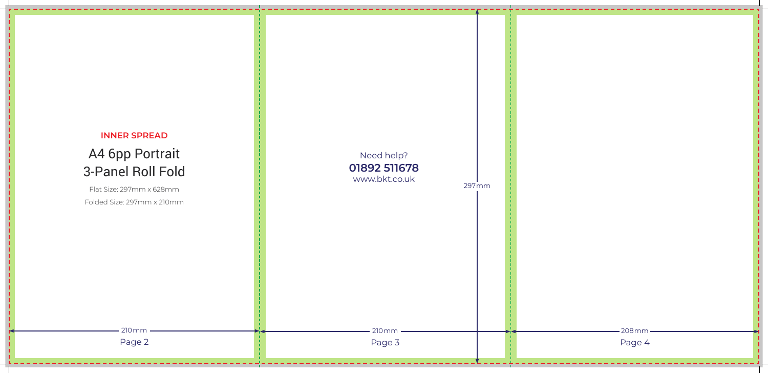**INNER SPREAD**

## A4 6pp Portrait 3-Panel Roll Fold

Flat Size: 297mm x 628mm

Folded Size: 297mm x 210mm

Need help?

**01892 511678**

www.bkt.co.uk

297mm

210mm

Page 2

210mm

Page 3

208mm

Page 4